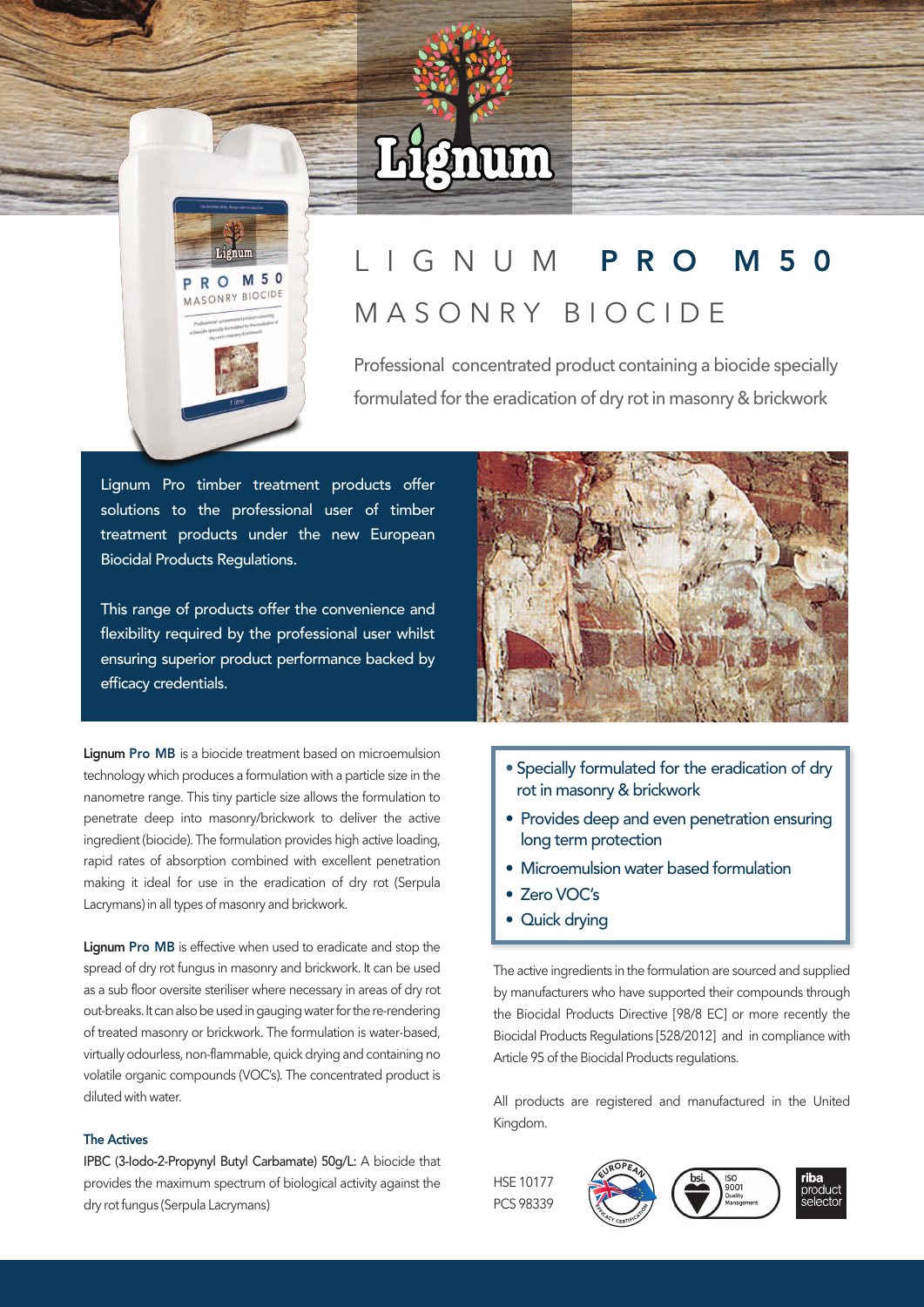# LIGNUM **PRO M50**

## MASONRY BIOCIDE

Professional concentrated product containing a biocide specially formulated for the eradication of dry rot in masonry & brickwork

Lignum Pro timber treatment products offer solutions to the professional user of timber treatment products under the new European Biocidal Products Regulations.

This range of products offer the convenience and flexibility required by the professional user whilst ensuring superior product performance backed by efficacy credentials.

**Lignum Pro MB** is a biocide treatment based on microemulsion technology which produces a formulation with a particle size in the nanometre range. This tiny particle size allows the formulation to penetrate deep into masonry/brickwork to deliver the active ingredient (biocide). The formulation provides high active loading, rapid rates of absorption combined with excellent penetration making it ideal for use in the eradication of dry rot (Serpula Lacrymans) in all types of masonry and brickwork.

**Lignum Pro MB** is effective when used to eradicate and stop the spread of dry rot fungus in masonry and brickwork. It can be used as a sub floor oversite steriliser where necessary in areas of dry rot out-breaks. It can also be used in gauging water for the re-rendering of treated masonry or brickwork. The formulation is water-based, virtually odourless, non-flammable, quick drying and containing no volatile organic compounds (VOC's). The concentrated product is diluted with water.

### The Actives

IPBC (3-Iodo-2-Propynyl Butyl Carbamate) 50g/L: A biocide that provides the maximum spectrum of biological activity against the dry rot fungus (Serpula Lacrymans)

- Specially formulated for the eradication of dry rot in masonry & brickwork
- Provides deep and even penetration ensuring long term protection
- Microemulsion water based formulation
- Zero VOC's
- Quick drying

The active ingredients in the formulation are sourced and supplied by manufacturers who have supported their compounds through the Biocidal Products Directive [98/8 EC] or more recently the Biocidal Products Regulations [528/2012] and in compliance with Article 95 of the Biocidal Products regulations.

All products are registered and manufactured in the United Kingdom.

HSE 10177
PCS 98339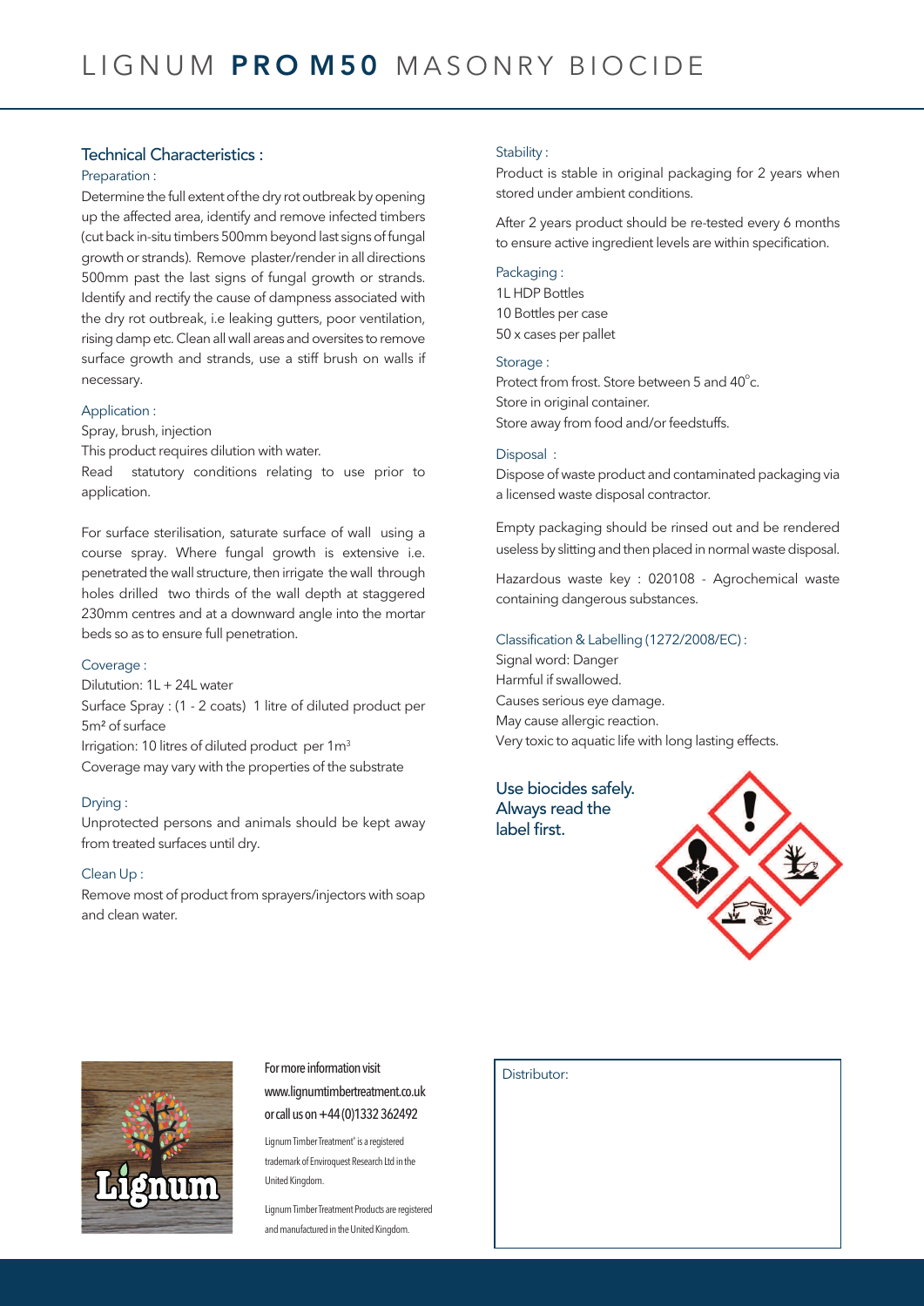# LIGNUM **PRO M50** MASONRY BIOCIDE

## Technical Characteristics :

### Preparation :

Determine the full extent of the dry rot outbreak by opening up the affected area, identify and remove infected timbers (cut back in-situ timbers 500mm beyond last signs of fungal growth or strands). Remove plaster/render in all directions 500mm past the last signs of fungal growth or strands. Identify and rectify the cause of dampness associated with the dry rot outbreak, i.e leaking gutters, poor ventilation, rising damp etc. Clean all wall areas and oversites to remove surface growth and strands, use a stiff brush on walls if necessary.

### Application :

Spray, brush, injection

This product requires dilution with water.

Read statutory conditions relating to use prior to application.

For surface sterilisation, saturate surface of wall using a course spray. Where fungal growth is extensive i.e. penetrated the wall structure, then irrigate the wall through holes drilled two thirds of the wall depth at staggered 230mm centres and at a downward angle into the mortar beds so as to ensure full penetration.

### Coverage :

Dilution: 1L + 24L water

Surface Spray : (1 - 2 coats) 1 litre of diluted product per 5m² of surface

Irrigation: 10 litres of diluted product per 1m³

Coverage may vary with the properties of the substrate

### Drying :

Unprotected persons and animals should be kept away from treated surfaces until dry.

### Clean Up :

Remove most of product from sprayers/injectors with soap and clean water.

### Stability :

Product is stable in original packaging for 2 years when stored under ambient conditions.

After 2 years product should be re-tested every 6 months to ensure active ingredient levels are within specification.

### Packaging :

1L HDP Bottles

10 Bottles per case

50 x cases per pallet

### Storage :

Protect from frost. Store between 5 and 40°c.

Store in original container.

Store away from food and/or feedstuffs.

### Disposal :

Dispose of waste product and contaminated packaging via a licensed waste disposal contractor.

Empty packaging should be rinsed out and be rendered useless by slitting and then placed in normal waste disposal.

Hazardous waste key : 020108 - Agrochemical waste containing dangerous substances.

### Classification & Labelling (1272/2008/EC) :

Signal word: Danger

Harmful if swallowed.

Causes serious eye damage.

May cause allergic reaction.

Very toxic to aquatic life with long lasting effects.

**Use biocides safely. Always read the label first.**

For more information visit
www.lignumtimbertreatment.co.uk
or call us on +44 (0)1332 362492

Lignum Timber Treatment® is a registered trademark of Enviroquest Research Ltd in the United Kingdom.

Lignum Timber Treatment Products are registered and manufactured in the United Kingdom.

Distributor: